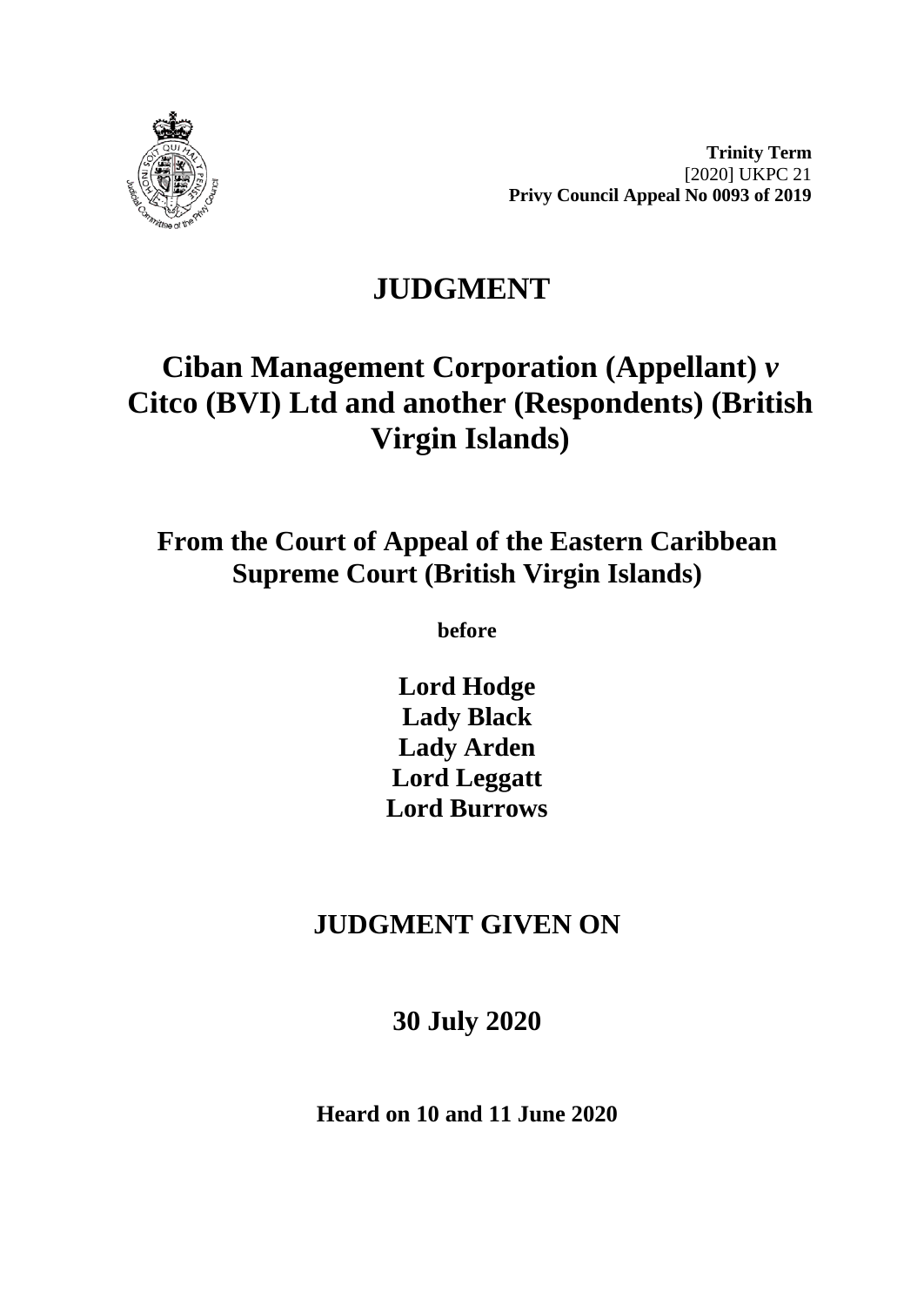**Trinity Term**
[2020] UKPC 21
**Privy Council Appeal No 0093 of 2019**

# JUDGMENT

# Ciban Management Corporation (Appellant) *v* Citco (BVI) Ltd and another (Respondents) (British Virgin Islands)

## From the Court of Appeal of the Eastern Caribbean Supreme Court (British Virgin Islands)

**before**

**Lord Hodge**
**Lady Black**
**Lady Arden**
**Lord Leggatt**
**Lord Burrows**

## JUDGMENT GIVEN ON

## 30 July 2020

**Heard on 10 and 11 June 2020**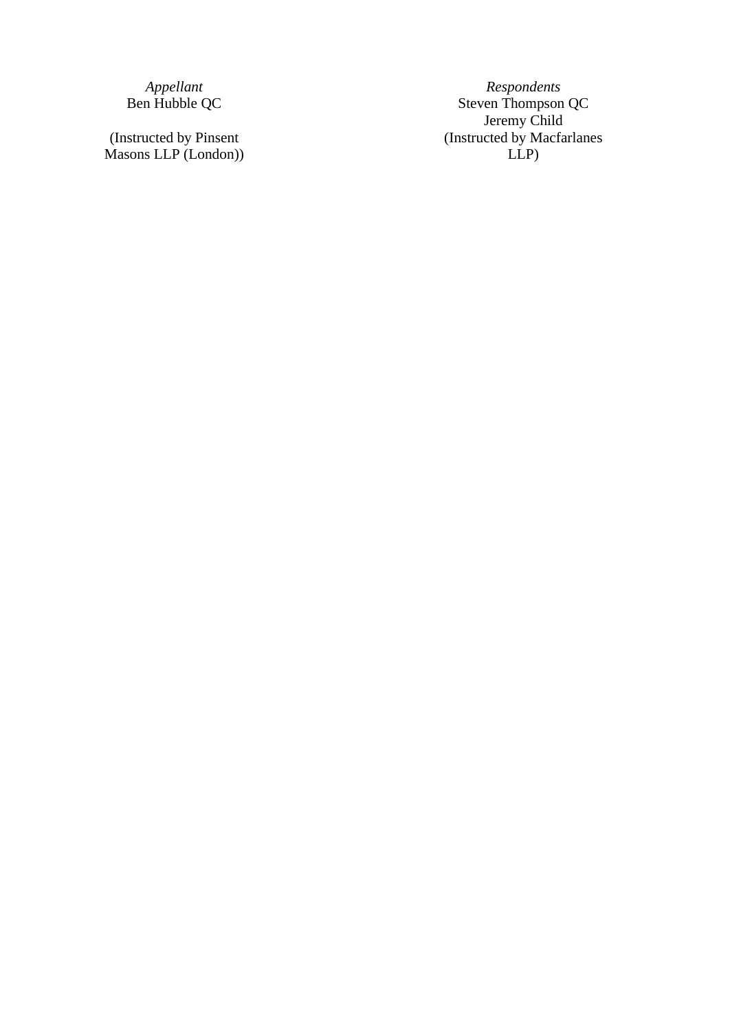| *Appellant* | *Respondents* |
| --- | --- |
| Ben Hubble QC | Steven Thompson QC |
| | Jeremy Child |
| (Instructed by Pinsent Masons LLP (London)) | (Instructed by Macfarlanes LLP) |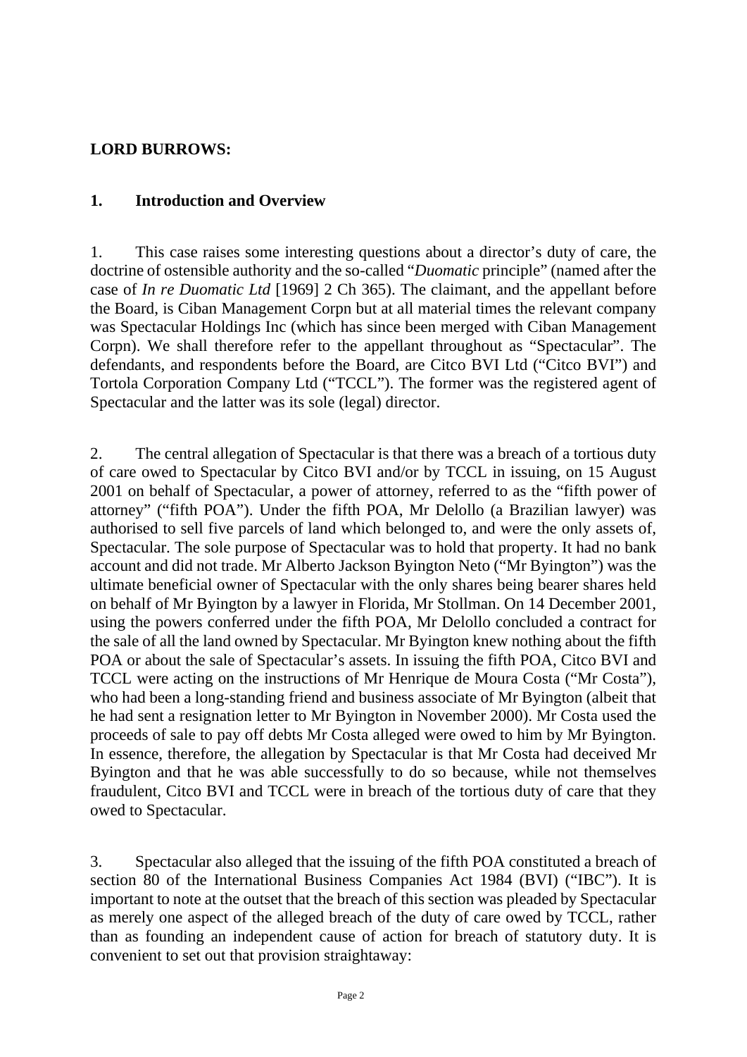**LORD BURROWS:**

## 1. Introduction and Overview

1. This case raises some interesting questions about a director's duty of care, the doctrine of ostensible authority and the so-called "*Duomatic* principle" (named after the case of *In re Duomatic Ltd* [1969] 2 Ch 365). The claimant, and the appellant before the Board, is Ciban Management Corpn but at all material times the relevant company was Spectacular Holdings Inc (which has since been merged with Ciban Management Corpn). We shall therefore refer to the appellant throughout as "Spectacular". The defendants, and respondents before the Board, are Citco BVI Ltd ("Citco BVI") and Tortola Corporation Company Ltd ("TCCL"). The former was the registered agent of Spectacular and the latter was its sole (legal) director.

2. The central allegation of Spectacular is that there was a breach of a tortious duty of care owed to Spectacular by Citco BVI and/or by TCCL in issuing, on 15 August 2001 on behalf of Spectacular, a power of attorney, referred to as the "fifth power of attorney" ("fifth POA"). Under the fifth POA, Mr Delollo (a Brazilian lawyer) was authorised to sell five parcels of land which belonged to, and were the only assets of, Spectacular. The sole purpose of Spectacular was to hold that property. It had no bank account and did not trade. Mr Alberto Jackson Byington Neto ("Mr Byington") was the ultimate beneficial owner of Spectacular with the only shares being bearer shares held on behalf of Mr Byington by a lawyer in Florida, Mr Stollman. On 14 December 2001, using the powers conferred under the fifth POA, Mr Delollo concluded a contract for the sale of all the land owned by Spectacular. Mr Byington knew nothing about the fifth POA or about the sale of Spectacular's assets. In issuing the fifth POA, Citco BVI and TCCL were acting on the instructions of Mr Henrique de Moura Costa ("Mr Costa"), who had been a long-standing friend and business associate of Mr Byington (albeit that he had sent a resignation letter to Mr Byington in November 2000). Mr Costa used the proceeds of sale to pay off debts Mr Costa alleged were owed to him by Mr Byington. In essence, therefore, the allegation by Spectacular is that Mr Costa had deceived Mr Byington and that he was able successfully to do so because, while not themselves fraudulent, Citco BVI and TCCL were in breach of the tortious duty of care that they owed to Spectacular.

3. Spectacular also alleged that the issuing of the fifth POA constituted a breach of section 80 of the International Business Companies Act 1984 (BVI) ("IBC"). It is important to note at the outset that the breach of this section was pleaded by Spectacular as merely one aspect of the alleged breach of the duty of care owed by TCCL, rather than as founding an independent cause of action for breach of statutory duty. It is convenient to set out that provision straightaway: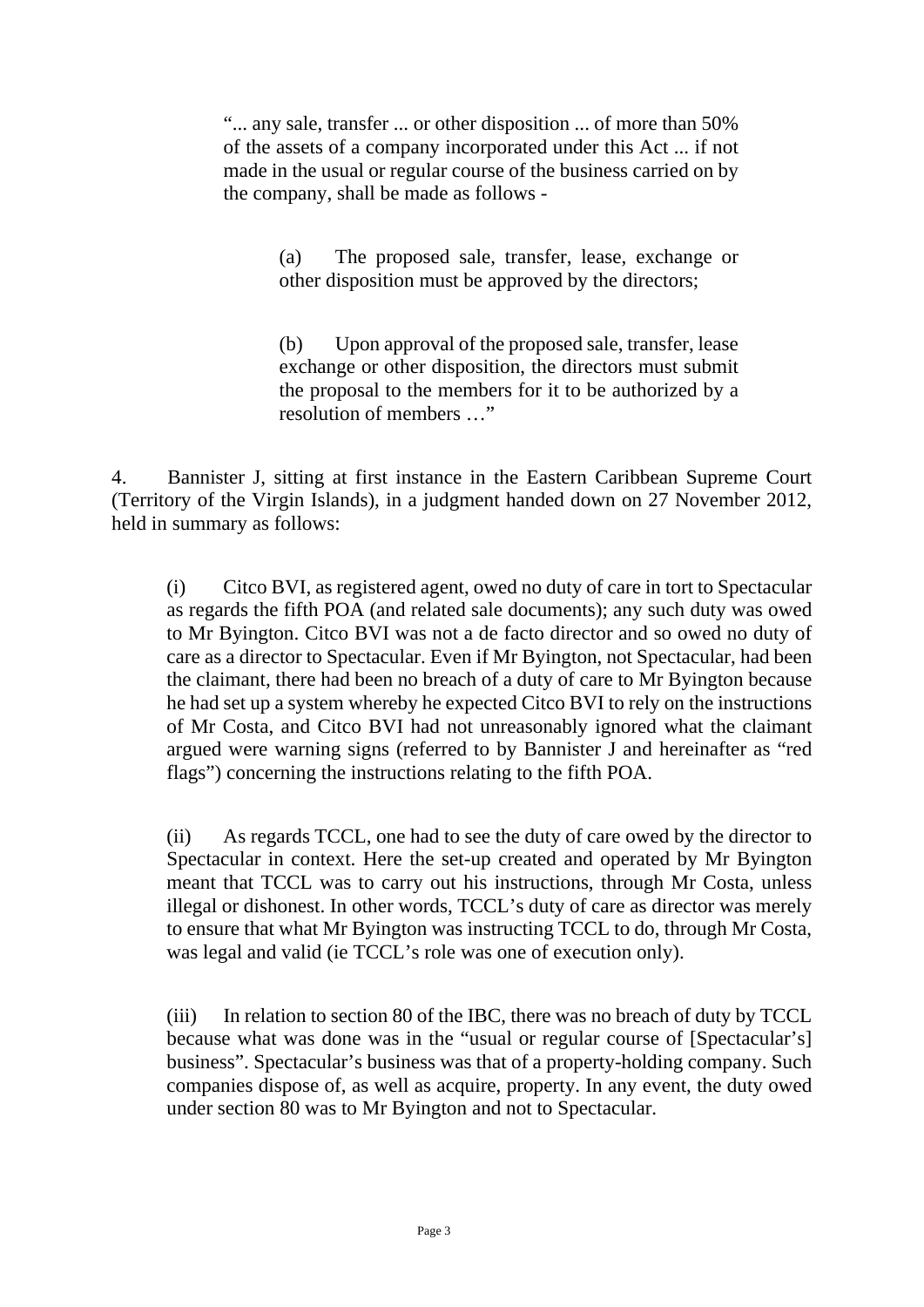> "... any sale, transfer ... or other disposition ... of more than 50% of the assets of a company incorporated under this Act ... if not made in the usual or regular course of the business carried on by the company, shall be made as follows -
>
> > (a) The proposed sale, transfer, lease, exchange or other disposition must be approved by the directors;
> >
> > (b) Upon approval of the proposed sale, transfer, lease exchange or other disposition, the directors must submit the proposal to the members for it to be authorized by a resolution of members …"

4. Bannister J, sitting at first instance in the Eastern Caribbean Supreme Court (Territory of the Virgin Islands), in a judgment handed down on 27 November 2012, held in summary as follows:

> (i) Citco BVI, as registered agent, owed no duty of care in tort to Spectacular as regards the fifth POA (and related sale documents); any such duty was owed to Mr Byington. Citco BVI was not a de facto director and so owed no duty of care as a director to Spectacular. Even if Mr Byington, not Spectacular, had been the claimant, there had been no breach of a duty of care to Mr Byington because he had set up a system whereby he expected Citco BVI to rely on the instructions of Mr Costa, and Citco BVI had not unreasonably ignored what the claimant argued were warning signs (referred to by Bannister J and hereinafter as "red flags") concerning the instructions relating to the fifth POA.
>
> (ii) As regards TCCL, one had to see the duty of care owed by the director to Spectacular in context. Here the set-up created and operated by Mr Byington meant that TCCL was to carry out his instructions, through Mr Costa, unless illegal or dishonest. In other words, TCCL's duty of care as director was merely to ensure that what Mr Byington was instructing TCCL to do, through Mr Costa, was legal and valid (ie TCCL's role was one of execution only).
>
> (iii) In relation to section 80 of the IBC, there was no breach of duty by TCCL because what was done was in the "usual or regular course of [Spectacular's] business". Spectacular's business was that of a property-holding company. Such companies dispose of, as well as acquire, property. In any event, the duty owed under section 80 was to Mr Byington and not to Spectacular.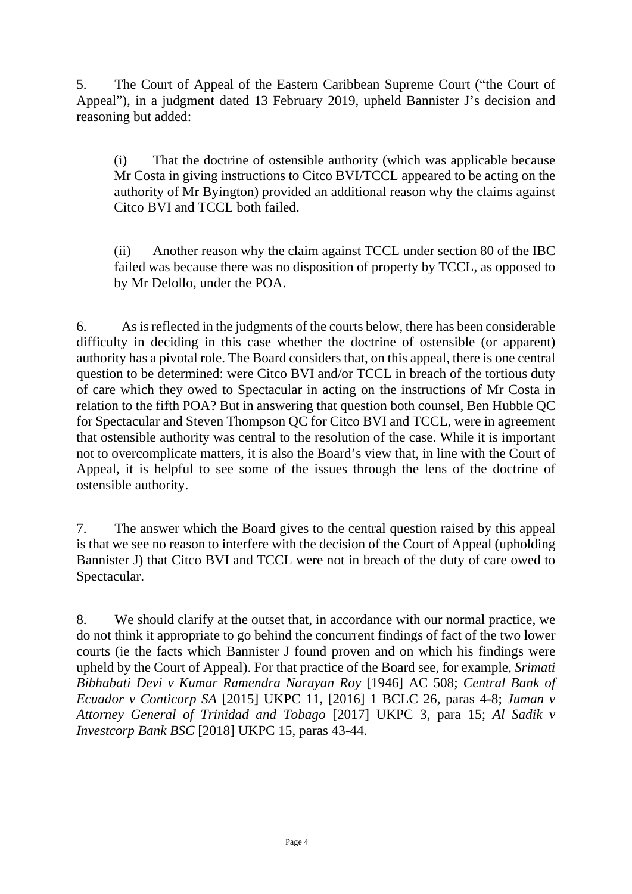5. The Court of Appeal of the Eastern Caribbean Supreme Court ("the Court of Appeal"), in a judgment dated 13 February 2019, upheld Bannister J's decision and reasoning but added:

> (i) That the doctrine of ostensible authority (which was applicable because Mr Costa in giving instructions to Citco BVI/TCCL appeared to be acting on the authority of Mr Byington) provided an additional reason why the claims against Citco BVI and TCCL both failed.
>
> (ii) Another reason why the claim against TCCL under section 80 of the IBC failed was because there was no disposition of property by TCCL, as opposed to by Mr Delollo, under the POA.

6. As is reflected in the judgments of the courts below, there has been considerable difficulty in deciding in this case whether the doctrine of ostensible (or apparent) authority has a pivotal role. The Board considers that, on this appeal, there is one central question to be determined: were Citco BVI and/or TCCL in breach of the tortious duty of care which they owed to Spectacular in acting on the instructions of Mr Costa in relation to the fifth POA? But in answering that question both counsel, Ben Hubble QC for Spectacular and Steven Thompson QC for Citco BVI and TCCL, were in agreement that ostensible authority was central to the resolution of the case. While it is important not to overcomplicate matters, it is also the Board's view that, in line with the Court of Appeal, it is helpful to see some of the issues through the lens of the doctrine of ostensible authority.

7. The answer which the Board gives to the central question raised by this appeal is that we see no reason to interfere with the decision of the Court of Appeal (upholding Bannister J) that Citco BVI and TCCL were not in breach of the duty of care owed to Spectacular.

8. We should clarify at the outset that, in accordance with our normal practice, we do not think it appropriate to go behind the concurrent findings of fact of the two lower courts (ie the facts which Bannister J found proven and on which his findings were upheld by the Court of Appeal). For that practice of the Board see, for example, *Srimati Bibhabati Devi v Kumar Ramendra Narayan Roy* [1946] AC 508; *Central Bank of Ecuador v Conticorp SA* [2015] UKPC 11, [2016] 1 BCLC 26, paras 4-8; *Juman v Attorney General of Trinidad and Tobago* [2017] UKPC 3, para 15; *Al Sadik v Investcorp Bank BSC* [2018] UKPC 15, paras 43-44.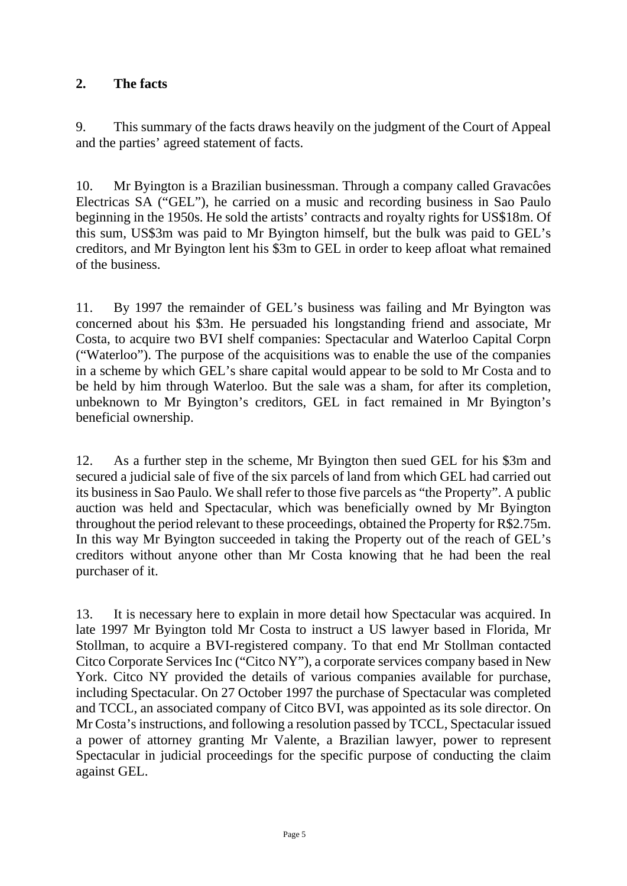## 2. The facts

9. This summary of the facts draws heavily on the judgment of the Court of Appeal and the parties' agreed statement of facts.

10. Mr Byington is a Brazilian businessman. Through a company called Gravacôes Electricas SA ("GEL"), he carried on a music and recording business in Sao Paulo beginning in the 1950s. He sold the artists' contracts and royalty rights for US$18m. Of this sum, US$3m was paid to Mr Byington himself, but the bulk was paid to GEL's creditors, and Mr Byington lent his $3m to GEL in order to keep afloat what remained of the business.

11. By 1997 the remainder of GEL's business was failing and Mr Byington was concerned about his $3m. He persuaded his longstanding friend and associate, Mr Costa, to acquire two BVI shelf companies: Spectacular and Waterloo Capital Corpn ("Waterloo"). The purpose of the acquisitions was to enable the use of the companies in a scheme by which GEL's share capital would appear to be sold to Mr Costa and to be held by him through Waterloo. But the sale was a sham, for after its completion, unbeknown to Mr Byington's creditors, GEL in fact remained in Mr Byington's beneficial ownership.

12. As a further step in the scheme, Mr Byington then sued GEL for his $3m and secured a judicial sale of five of the six parcels of land from which GEL had carried out its business in Sao Paulo. We shall refer to those five parcels as "the Property". A public auction was held and Spectacular, which was beneficially owned by Mr Byington throughout the period relevant to these proceedings, obtained the Property for R$2.75m. In this way Mr Byington succeeded in taking the Property out of the reach of GEL's creditors without anyone other than Mr Costa knowing that he had been the real purchaser of it.

13. It is necessary here to explain in more detail how Spectacular was acquired. In late 1997 Mr Byington told Mr Costa to instruct a US lawyer based in Florida, Mr Stollman, to acquire a BVI-registered company. To that end Mr Stollman contacted Citco Corporate Services Inc ("Citco NY"), a corporate services company based in New York. Citco NY provided the details of various companies available for purchase, including Spectacular. On 27 October 1997 the purchase of Spectacular was completed and TCCL, an associated company of Citco BVI, was appointed as its sole director. On Mr Costa's instructions, and following a resolution passed by TCCL, Spectacular issued a power of attorney granting Mr Valente, a Brazilian lawyer, power to represent Spectacular in judicial proceedings for the specific purpose of conducting the claim against GEL.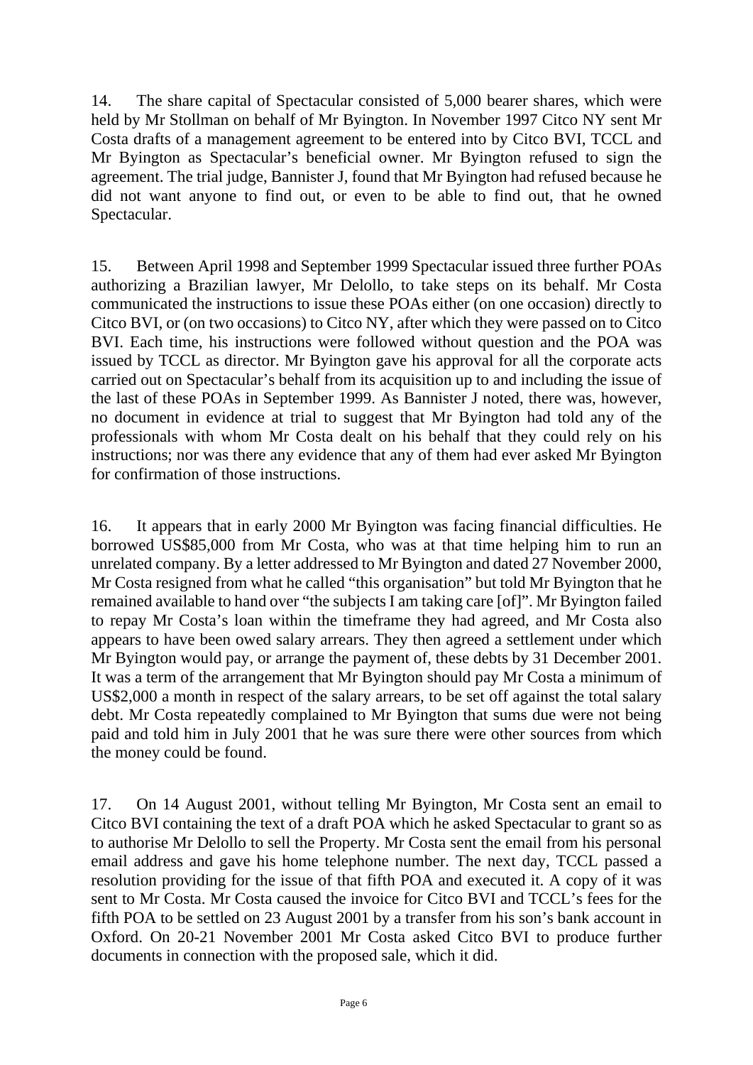14. The share capital of Spectacular consisted of 5,000 bearer shares, which were held by Mr Stollman on behalf of Mr Byington. In November 1997 Citco NY sent Mr Costa drafts of a management agreement to be entered into by Citco BVI, TCCL and Mr Byington as Spectacular's beneficial owner. Mr Byington refused to sign the agreement. The trial judge, Bannister J, found that Mr Byington had refused because he did not want anyone to find out, or even to be able to find out, that he owned Spectacular.

15. Between April 1998 and September 1999 Spectacular issued three further POAs authorizing a Brazilian lawyer, Mr Delollo, to take steps on its behalf. Mr Costa communicated the instructions to issue these POAs either (on one occasion) directly to Citco BVI, or (on two occasions) to Citco NY, after which they were passed on to Citco BVI. Each time, his instructions were followed without question and the POA was issued by TCCL as director. Mr Byington gave his approval for all the corporate acts carried out on Spectacular's behalf from its acquisition up to and including the issue of the last of these POAs in September 1999. As Bannister J noted, there was, however, no document in evidence at trial to suggest that Mr Byington had told any of the professionals with whom Mr Costa dealt on his behalf that they could rely on his instructions; nor was there any evidence that any of them had ever asked Mr Byington for confirmation of those instructions.

16. It appears that in early 2000 Mr Byington was facing financial difficulties. He borrowed US$85,000 from Mr Costa, who was at that time helping him to run an unrelated company. By a letter addressed to Mr Byington and dated 27 November 2000, Mr Costa resigned from what he called "this organisation" but told Mr Byington that he remained available to hand over "the subjects I am taking care [of]". Mr Byington failed to repay Mr Costa's loan within the timeframe they had agreed, and Mr Costa also appears to have been owed salary arrears. They then agreed a settlement under which Mr Byington would pay, or arrange the payment of, these debts by 31 December 2001. It was a term of the arrangement that Mr Byington should pay Mr Costa a minimum of US$2,000 a month in respect of the salary arrears, to be set off against the total salary debt. Mr Costa repeatedly complained to Mr Byington that sums due were not being paid and told him in July 2001 that he was sure there were other sources from which the money could be found.

17. On 14 August 2001, without telling Mr Byington, Mr Costa sent an email to Citco BVI containing the text of a draft POA which he asked Spectacular to grant so as to authorise Mr Delollo to sell the Property. Mr Costa sent the email from his personal email address and gave his home telephone number. The next day, TCCL passed a resolution providing for the issue of that fifth POA and executed it. A copy of it was sent to Mr Costa. Mr Costa caused the invoice for Citco BVI and TCCL's fees for the fifth POA to be settled on 23 August 2001 by a transfer from his son's bank account in Oxford. On 20-21 November 2001 Mr Costa asked Citco BVI to produce further documents in connection with the proposed sale, which it did.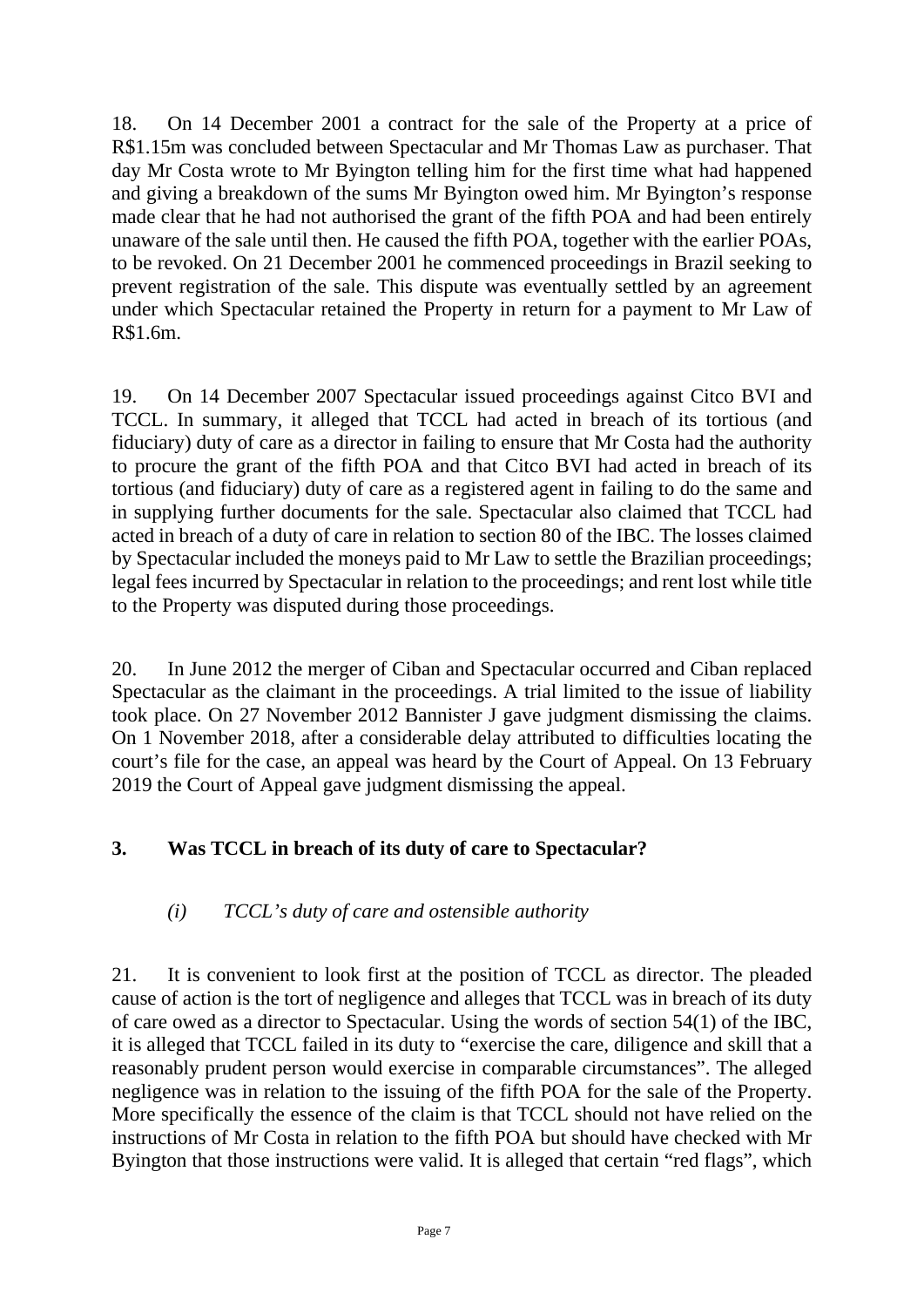18. On 14 December 2001 a contract for the sale of the Property at a price of R$1.15m was concluded between Spectacular and Mr Thomas Law as purchaser. That day Mr Costa wrote to Mr Byington telling him for the first time what had happened and giving a breakdown of the sums Mr Byington owed him. Mr Byington's response made clear that he had not authorised the grant of the fifth POA and had been entirely unaware of the sale until then. He caused the fifth POA, together with the earlier POAs, to be revoked. On 21 December 2001 he commenced proceedings in Brazil seeking to prevent registration of the sale. This dispute was eventually settled by an agreement under which Spectacular retained the Property in return for a payment to Mr Law of R$1.6m.

19. On 14 December 2007 Spectacular issued proceedings against Citco BVI and TCCL. In summary, it alleged that TCCL had acted in breach of its tortious (and fiduciary) duty of care as a director in failing to ensure that Mr Costa had the authority to procure the grant of the fifth POA and that Citco BVI had acted in breach of its tortious (and fiduciary) duty of care as a registered agent in failing to do the same and in supplying further documents for the sale. Spectacular also claimed that TCCL had acted in breach of a duty of care in relation to section 80 of the IBC. The losses claimed by Spectacular included the moneys paid to Mr Law to settle the Brazilian proceedings; legal fees incurred by Spectacular in relation to the proceedings; and rent lost while title to the Property was disputed during those proceedings.

20. In June 2012 the merger of Ciban and Spectacular occurred and Ciban replaced Spectacular as the claimant in the proceedings. A trial limited to the issue of liability took place. On 27 November 2012 Bannister J gave judgment dismissing the claims. On 1 November 2018, after a considerable delay attributed to difficulties locating the court's file for the case, an appeal was heard by the Court of Appeal. On 13 February 2019 the Court of Appeal gave judgment dismissing the appeal.

## 3. Was TCCL in breach of its duty of care to Spectacular?

### *(i) TCCL's duty of care and ostensible authority*

21. It is convenient to look first at the position of TCCL as director. The pleaded cause of action is the tort of negligence and alleges that TCCL was in breach of its duty of care owed as a director to Spectacular. Using the words of section 54(1) of the IBC, it is alleged that TCCL failed in its duty to "exercise the care, diligence and skill that a reasonably prudent person would exercise in comparable circumstances". The alleged negligence was in relation to the issuing of the fifth POA for the sale of the Property. More specifically the essence of the claim is that TCCL should not have relied on the instructions of Mr Costa in relation to the fifth POA but should have checked with Mr Byington that those instructions were valid. It is alleged that certain "red flags", which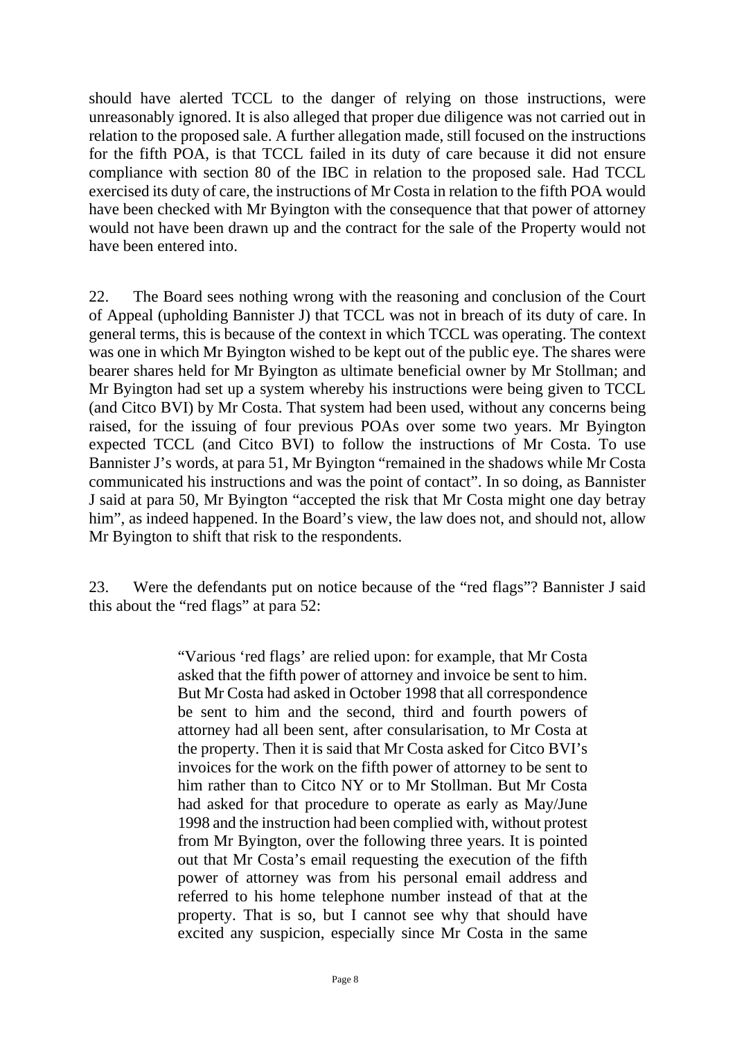should have alerted TCCL to the danger of relying on those instructions, were unreasonably ignored. It is also alleged that proper due diligence was not carried out in relation to the proposed sale. A further allegation made, still focused on the instructions for the fifth POA, is that TCCL failed in its duty of care because it did not ensure compliance with section 80 of the IBC in relation to the proposed sale. Had TCCL exercised its duty of care, the instructions of Mr Costa in relation to the fifth POA would have been checked with Mr Byington with the consequence that that power of attorney would not have been drawn up and the contract for the sale of the Property would not have been entered into.

22. The Board sees nothing wrong with the reasoning and conclusion of the Court of Appeal (upholding Bannister J) that TCCL was not in breach of its duty of care. In general terms, this is because of the context in which TCCL was operating. The context was one in which Mr Byington wished to be kept out of the public eye. The shares were bearer shares held for Mr Byington as ultimate beneficial owner by Mr Stollman; and Mr Byington had set up a system whereby his instructions were being given to TCCL (and Citco BVI) by Mr Costa. That system had been used, without any concerns being raised, for the issuing of four previous POAs over some two years. Mr Byington expected TCCL (and Citco BVI) to follow the instructions of Mr Costa. To use Bannister J's words, at para 51, Mr Byington "remained in the shadows while Mr Costa communicated his instructions and was the point of contact". In so doing, as Bannister J said at para 50, Mr Byington "accepted the risk that Mr Costa might one day betray him", as indeed happened. In the Board's view, the law does not, and should not, allow Mr Byington to shift that risk to the respondents.

23. Were the defendants put on notice because of the "red flags"? Bannister J said this about the "red flags" at para 52:

> "Various 'red flags' are relied upon: for example, that Mr Costa asked that the fifth power of attorney and invoice be sent to him. But Mr Costa had asked in October 1998 that all correspondence be sent to him and the second, third and fourth powers of attorney had all been sent, after consularisation, to Mr Costa at the property. Then it is said that Mr Costa asked for Citco BVI's invoices for the work on the fifth power of attorney to be sent to him rather than to Citco NY or to Mr Stollman. But Mr Costa had asked for that procedure to operate as early as May/June 1998 and the instruction had been complied with, without protest from Mr Byington, over the following three years. It is pointed out that Mr Costa's email requesting the execution of the fifth power of attorney was from his personal email address and referred to his home telephone number instead of that at the property. That is so, but I cannot see why that should have excited any suspicion, especially since Mr Costa in the same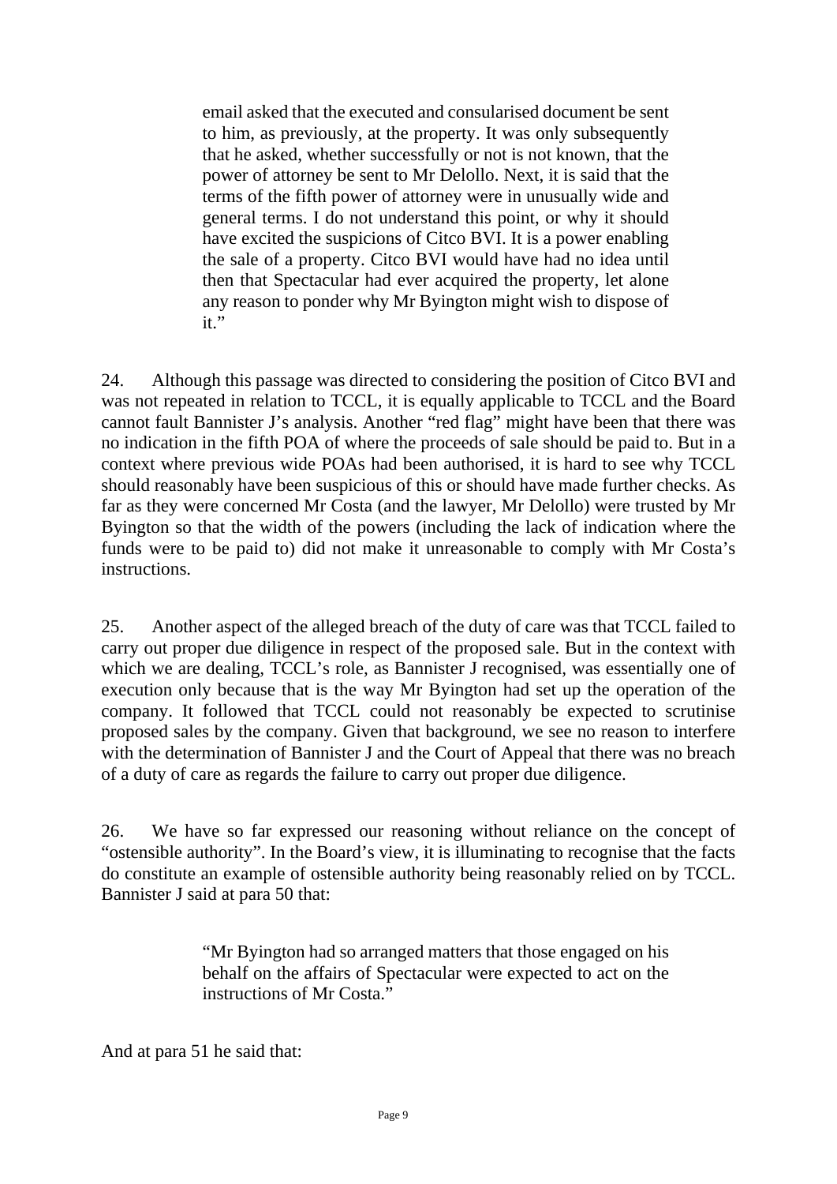> email asked that the executed and consularised document be sent to him, as previously, at the property. It was only subsequently that he asked, whether successfully or not is not known, that the power of attorney be sent to Mr Delollo. Next, it is said that the terms of the fifth power of attorney were in unusually wide and general terms. I do not understand this point, or why it should have excited the suspicions of Citco BVI. It is a power enabling the sale of a property. Citco BVI would have had no idea until then that Spectacular had ever acquired the property, let alone any reason to ponder why Mr Byington might wish to dispose of it."

24. Although this passage was directed to considering the position of Citco BVI and was not repeated in relation to TCCL, it is equally applicable to TCCL and the Board cannot fault Bannister J's analysis. Another "red flag" might have been that there was no indication in the fifth POA of where the proceeds of sale should be paid to. But in a context where previous wide POAs had been authorised, it is hard to see why TCCL should reasonably have been suspicious of this or should have made further checks. As far as they were concerned Mr Costa (and the lawyer, Mr Delollo) were trusted by Mr Byington so that the width of the powers (including the lack of indication where the funds were to be paid to) did not make it unreasonable to comply with Mr Costa's instructions.

25. Another aspect of the alleged breach of the duty of care was that TCCL failed to carry out proper due diligence in respect of the proposed sale. But in the context with which we are dealing, TCCL's role, as Bannister J recognised, was essentially one of execution only because that is the way Mr Byington had set up the operation of the company. It followed that TCCL could not reasonably be expected to scrutinise proposed sales by the company. Given that background, we see no reason to interfere with the determination of Bannister J and the Court of Appeal that there was no breach of a duty of care as regards the failure to carry out proper due diligence.

26. We have so far expressed our reasoning without reliance on the concept of "ostensible authority". In the Board's view, it is illuminating to recognise that the facts do constitute an example of ostensible authority being reasonably relied on by TCCL. Bannister J said at para 50 that:

> "Mr Byington had so arranged matters that those engaged on his behalf on the affairs of Spectacular were expected to act on the instructions of Mr Costa."

And at para 51 he said that: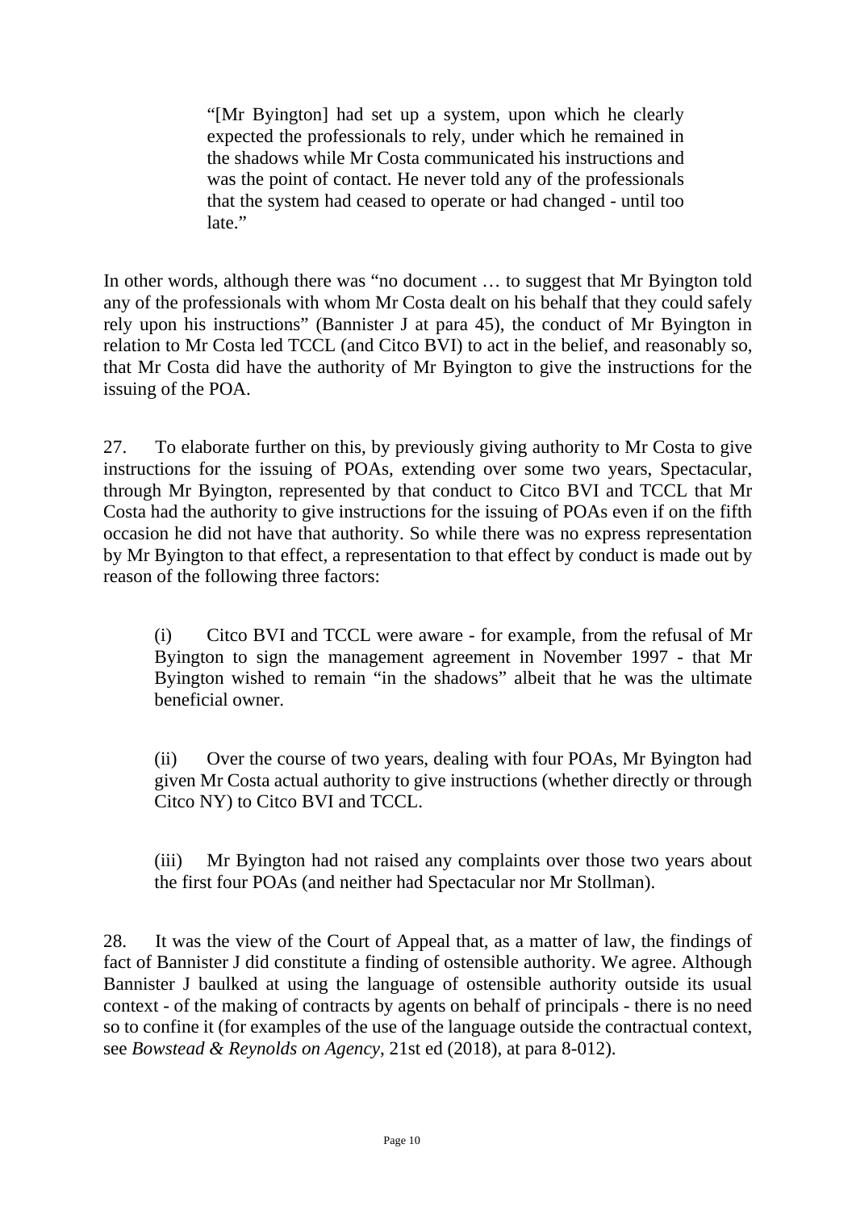> "[Mr Byington] had set up a system, upon which he clearly expected the professionals to rely, under which he remained in the shadows while Mr Costa communicated his instructions and was the point of contact. He never told any of the professionals that the system had ceased to operate or had changed - until too late."

In other words, although there was "no document … to suggest that Mr Byington told any of the professionals with whom Mr Costa dealt on his behalf that they could safely rely upon his instructions" (Bannister J at para 45), the conduct of Mr Byington in relation to Mr Costa led TCCL (and Citco BVI) to act in the belief, and reasonably so, that Mr Costa did have the authority of Mr Byington to give the instructions for the issuing of the POA.

27. To elaborate further on this, by previously giving authority to Mr Costa to give instructions for the issuing of POAs, extending over some two years, Spectacular, through Mr Byington, represented by that conduct to Citco BVI and TCCL that Mr Costa had the authority to give instructions for the issuing of POAs even if on the fifth occasion he did not have that authority. So while there was no express representation by Mr Byington to that effect, a representation to that effect by conduct is made out by reason of the following three factors:

(i) Citco BVI and TCCL were aware - for example, from the refusal of Mr Byington to sign the management agreement in November 1997 - that Mr Byington wished to remain "in the shadows" albeit that he was the ultimate beneficial owner.

(ii) Over the course of two years, dealing with four POAs, Mr Byington had given Mr Costa actual authority to give instructions (whether directly or through Citco NY) to Citco BVI and TCCL.

(iii) Mr Byington had not raised any complaints over those two years about the first four POAs (and neither had Spectacular nor Mr Stollman).

28. It was the view of the Court of Appeal that, as a matter of law, the findings of fact of Bannister J did constitute a finding of ostensible authority. We agree. Although Bannister J baulked at using the language of ostensible authority outside its usual context - of the making of contracts by agents on behalf of principals - there is no need so to confine it (for examples of the use of the language outside the contractual context, see *Bowstead & Reynolds on Agency*, 21st ed (2018), at para 8-012).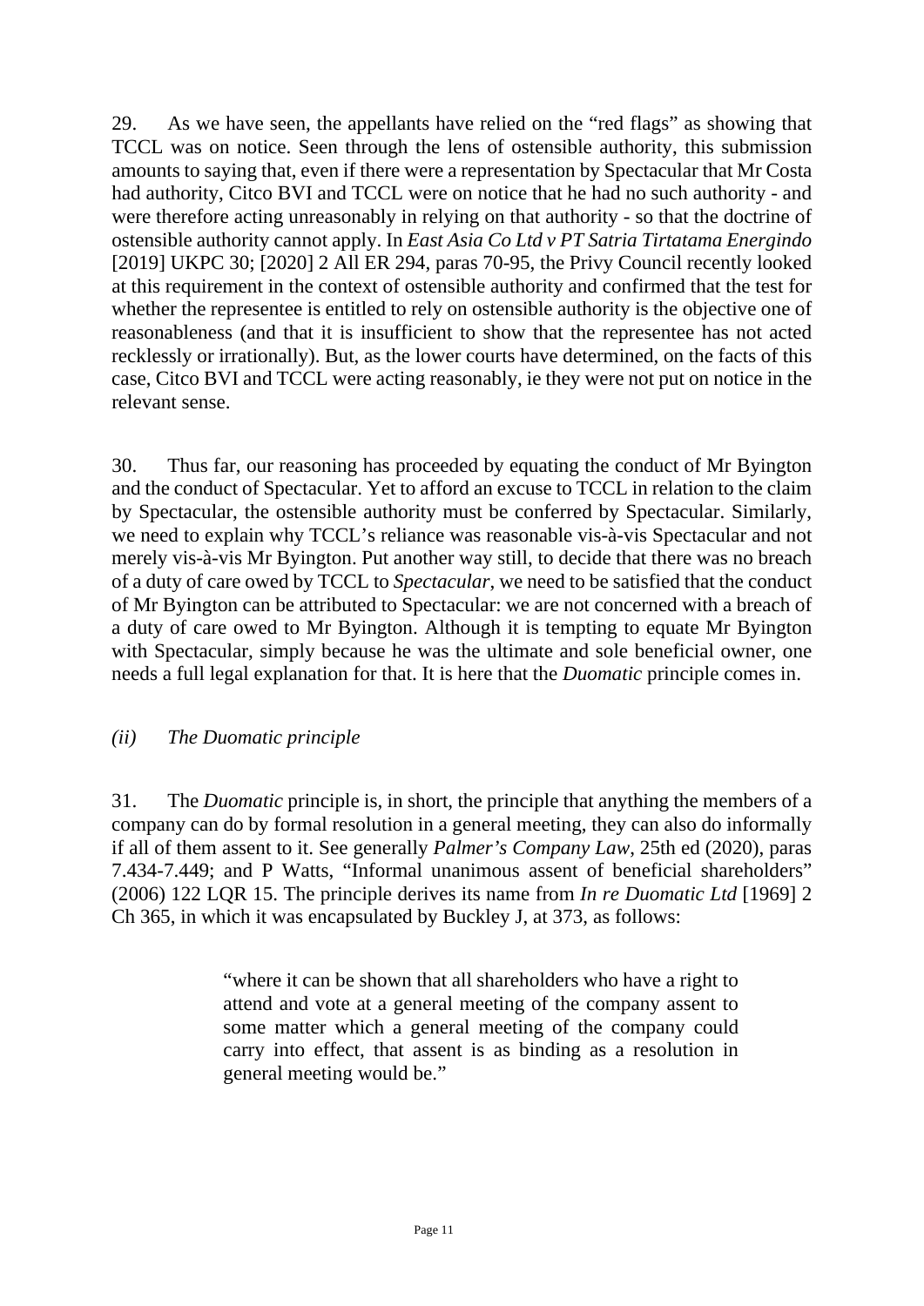29. As we have seen, the appellants have relied on the "red flags" as showing that TCCL was on notice. Seen through the lens of ostensible authority, this submission amounts to saying that, even if there were a representation by Spectacular that Mr Costa had authority, Citco BVI and TCCL were on notice that he had no such authority - and were therefore acting unreasonably in relying on that authority - so that the doctrine of ostensible authority cannot apply. In *East Asia Co Ltd v PT Satria Tirtatama Energindo* [2019] UKPC 30; [2020] 2 All ER 294, paras 70-95, the Privy Council recently looked at this requirement in the context of ostensible authority and confirmed that the test for whether the representee is entitled to rely on ostensible authority is the objective one of reasonableness (and that it is insufficient to show that the representee has not acted recklessly or irrationally). But, as the lower courts have determined, on the facts of this case, Citco BVI and TCCL were acting reasonably, ie they were not put on notice in the relevant sense.

30. Thus far, our reasoning has proceeded by equating the conduct of Mr Byington and the conduct of Spectacular. Yet to afford an excuse to TCCL in relation to the claim by Spectacular, the ostensible authority must be conferred by Spectacular. Similarly, we need to explain why TCCL's reliance was reasonable vis-à-vis Spectacular and not merely vis-à-vis Mr Byington. Put another way still, to decide that there was no breach of a duty of care owed by TCCL to *Spectacular*, we need to be satisfied that the conduct of Mr Byington can be attributed to Spectacular: we are not concerned with a breach of a duty of care owed to Mr Byington. Although it is tempting to equate Mr Byington with Spectacular, simply because he was the ultimate and sole beneficial owner, one needs a full legal explanation for that. It is here that the *Duomatic* principle comes in.

*(ii) The Duomatic principle*

31. The *Duomatic* principle is, in short, the principle that anything the members of a company can do by formal resolution in a general meeting, they can also do informally if all of them assent to it. See generally *Palmer's Company Law*, 25th ed (2020), paras 7.434-7.449; and P Watts, "Informal unanimous assent of beneficial shareholders" (2006) 122 LQR 15. The principle derives its name from *In re Duomatic Ltd* [1969] 2 Ch 365, in which it was encapsulated by Buckley J, at 373, as follows:

> "where it can be shown that all shareholders who have a right to attend and vote at a general meeting of the company assent to some matter which a general meeting of the company could carry into effect, that assent is as binding as a resolution in general meeting would be."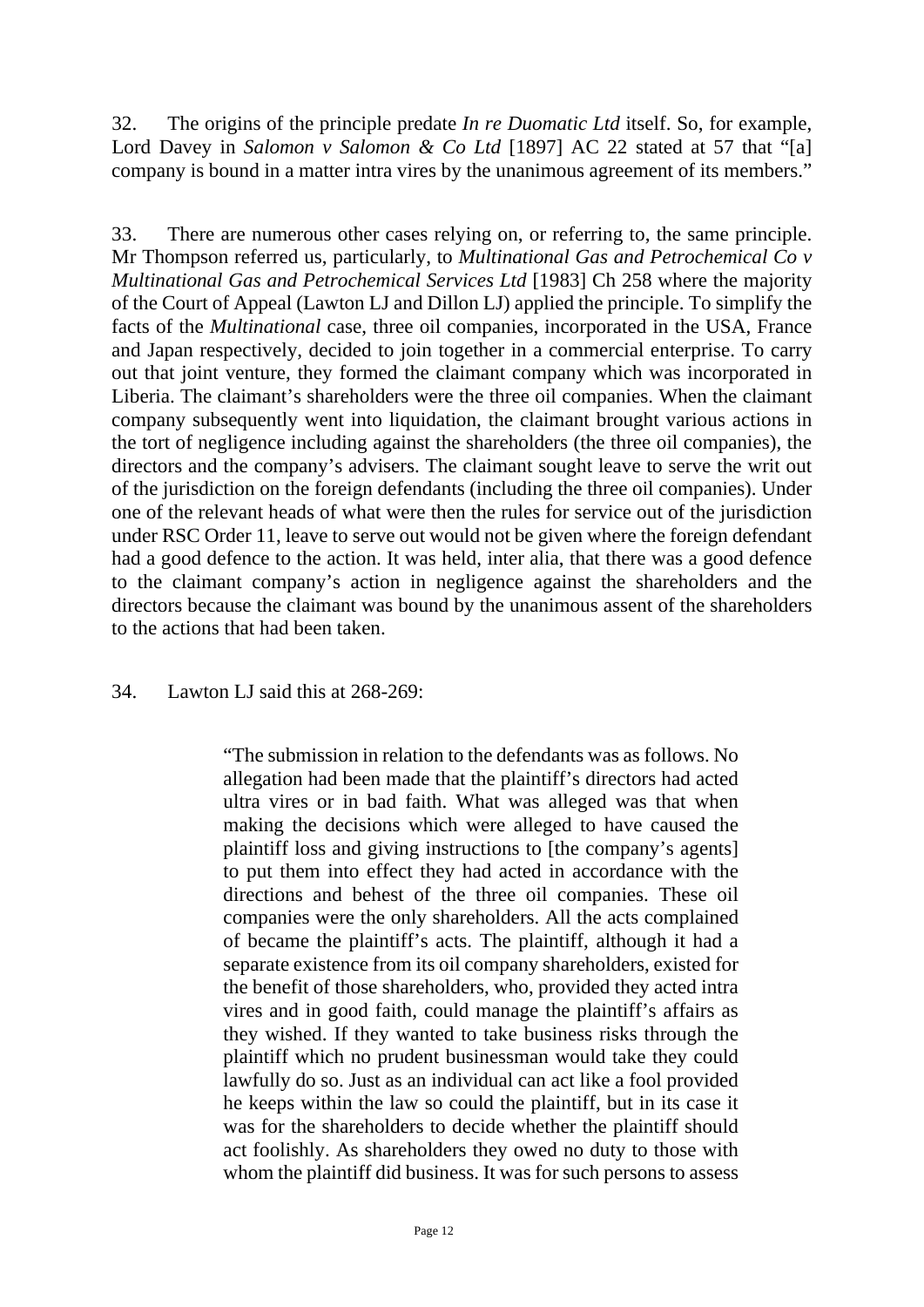32. The origins of the principle predate *In re Duomatic Ltd* itself. So, for example, Lord Davey in *Salomon v Salomon & Co Ltd* [1897] AC 22 stated at 57 that "[a] company is bound in a matter intra vires by the unanimous agreement of its members."

33. There are numerous other cases relying on, or referring to, the same principle. Mr Thompson referred us, particularly, to *Multinational Gas and Petrochemical Co v Multinational Gas and Petrochemical Services Ltd* [1983] Ch 258 where the majority of the Court of Appeal (Lawton LJ and Dillon LJ) applied the principle. To simplify the facts of the *Multinational* case, three oil companies, incorporated in the USA, France and Japan respectively, decided to join together in a commercial enterprise. To carry out that joint venture, they formed the claimant company which was incorporated in Liberia. The claimant's shareholders were the three oil companies. When the claimant company subsequently went into liquidation, the claimant brought various actions in the tort of negligence including against the shareholders (the three oil companies), the directors and the company's advisers. The claimant sought leave to serve the writ out of the jurisdiction on the foreign defendants (including the three oil companies). Under one of the relevant heads of what were then the rules for service out of the jurisdiction under RSC Order 11, leave to serve out would not be given where the foreign defendant had a good defence to the action. It was held, inter alia, that there was a good defence to the claimant company's action in negligence against the shareholders and the directors because the claimant was bound by the unanimous assent of the shareholders to the actions that had been taken.

34. Lawton LJ said this at 268-269:

> "The submission in relation to the defendants was as follows. No allegation had been made that the plaintiff's directors had acted ultra vires or in bad faith. What was alleged was that when making the decisions which were alleged to have caused the plaintiff loss and giving instructions to [the company's agents] to put them into effect they had acted in accordance with the directions and behest of the three oil companies. These oil companies were the only shareholders. All the acts complained of became the plaintiff's acts. The plaintiff, although it had a separate existence from its oil company shareholders, existed for the benefit of those shareholders, who, provided they acted intra vires and in good faith, could manage the plaintiff's affairs as they wished. If they wanted to take business risks through the plaintiff which no prudent businessman would take they could lawfully do so. Just as an individual can act like a fool provided he keeps within the law so could the plaintiff, but in its case it was for the shareholders to decide whether the plaintiff should act foolishly. As shareholders they owed no duty to those with whom the plaintiff did business. It was for such persons to assess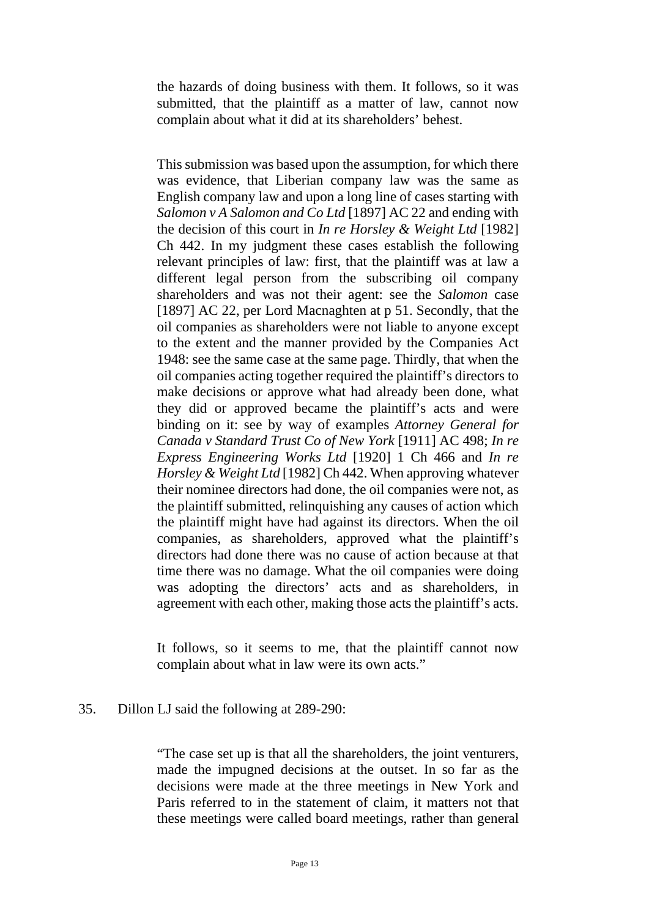> the hazards of doing business with them. It follows, so it was submitted, that the plaintiff as a matter of law, cannot now complain about what it did at its shareholders' behest.
>
> This submission was based upon the assumption, for which there was evidence, that Liberian company law was the same as English company law and upon a long line of cases starting with *Salomon v A Salomon and Co Ltd* [1897] AC 22 and ending with the decision of this court in *In re Horsley & Weight Ltd* [1982] Ch 442. In my judgment these cases establish the following relevant principles of law: first, that the plaintiff was at law a different legal person from the subscribing oil company shareholders and was not their agent: see the *Salomon* case [1897] AC 22, per Lord Macnaghten at p 51. Secondly, that the oil companies as shareholders were not liable to anyone except to the extent and the manner provided by the Companies Act 1948: see the same case at the same page. Thirdly, that when the oil companies acting together required the plaintiff's directors to make decisions or approve what had already been done, what they did or approved became the plaintiff's acts and were binding on it: see by way of examples *Attorney General for Canada v Standard Trust Co of New York* [1911] AC 498; *In re Express Engineering Works Ltd* [1920] 1 Ch 466 and *In re Horsley & Weight Ltd* [1982] Ch 442. When approving whatever their nominee directors had done, the oil companies were not, as the plaintiff submitted, relinquishing any causes of action which the plaintiff might have had against its directors. When the oil companies, as shareholders, approved what the plaintiff's directors had done there was no cause of action because at that time there was no damage. What the oil companies were doing was adopting the directors' acts and as shareholders, in agreement with each other, making those acts the plaintiff's acts.
>
> It follows, so it seems to me, that the plaintiff cannot now complain about what in law were its own acts."

35. Dillon LJ said the following at 289-290:

> "The case set up is that all the shareholders, the joint venturers, made the impugned decisions at the outset. In so far as the decisions were made at the three meetings in New York and Paris referred to in the statement of claim, it matters not that these meetings were called board meetings, rather than general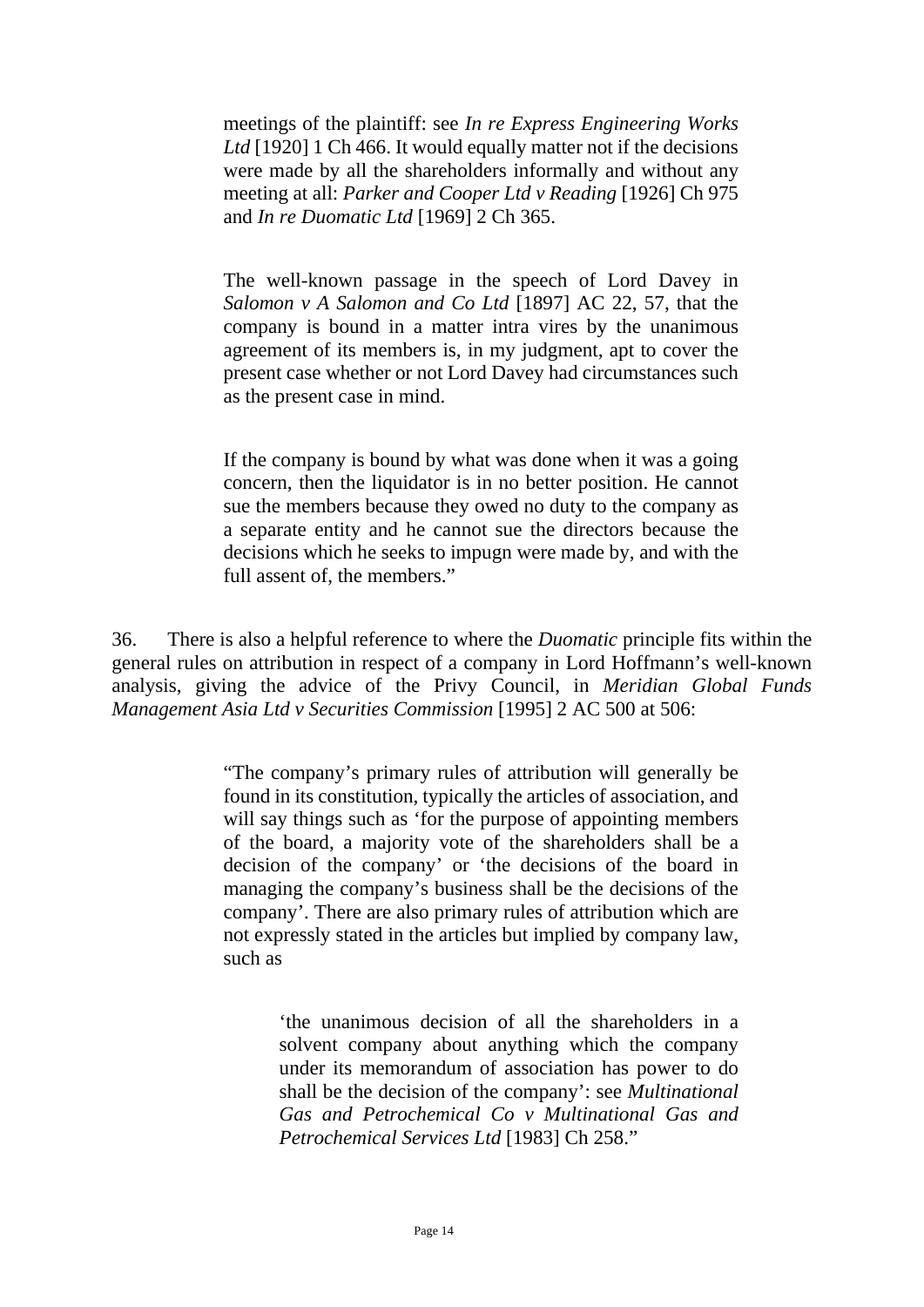> meetings of the plaintiff: see *In re Express Engineering Works Ltd* [1920] 1 Ch 466. It would equally matter not if the decisions were made by all the shareholders informally and without any meeting at all: *Parker and Cooper Ltd v Reading* [1926] Ch 975 and *In re Duomatic Ltd* [1969] 2 Ch 365.
>
> The well-known passage in the speech of Lord Davey in *Salomon v A Salomon and Co Ltd* [1897] AC 22, 57, that the company is bound in a matter intra vires by the unanimous agreement of its members is, in my judgment, apt to cover the present case whether or not Lord Davey had circumstances such as the present case in mind.
>
> If the company is bound by what was done when it was a going concern, then the liquidator is in no better position. He cannot sue the members because they owed no duty to the company as a separate entity and he cannot sue the directors because the decisions which he seeks to impugn were made by, and with the full assent of, the members."

36. There is also a helpful reference to where the *Duomatic* principle fits within the general rules on attribution in respect of a company in Lord Hoffmann's well-known analysis, giving the advice of the Privy Council, in *Meridian Global Funds Management Asia Ltd v Securities Commission* [1995] 2 AC 500 at 506:

> "The company's primary rules of attribution will generally be found in its constitution, typically the articles of association, and will say things such as 'for the purpose of appointing members of the board, a majority vote of the shareholders shall be a decision of the company' or 'the decisions of the board in managing the company's business shall be the decisions of the company'. There are also primary rules of attribution which are not expressly stated in the articles but implied by company law, such as
>
> > 'the unanimous decision of all the shareholders in a solvent company about anything which the company under its memorandum of association has power to do shall be the decision of the company': see *Multinational Gas and Petrochemical Co v Multinational Gas and Petrochemical Services Ltd* [1983] Ch 258."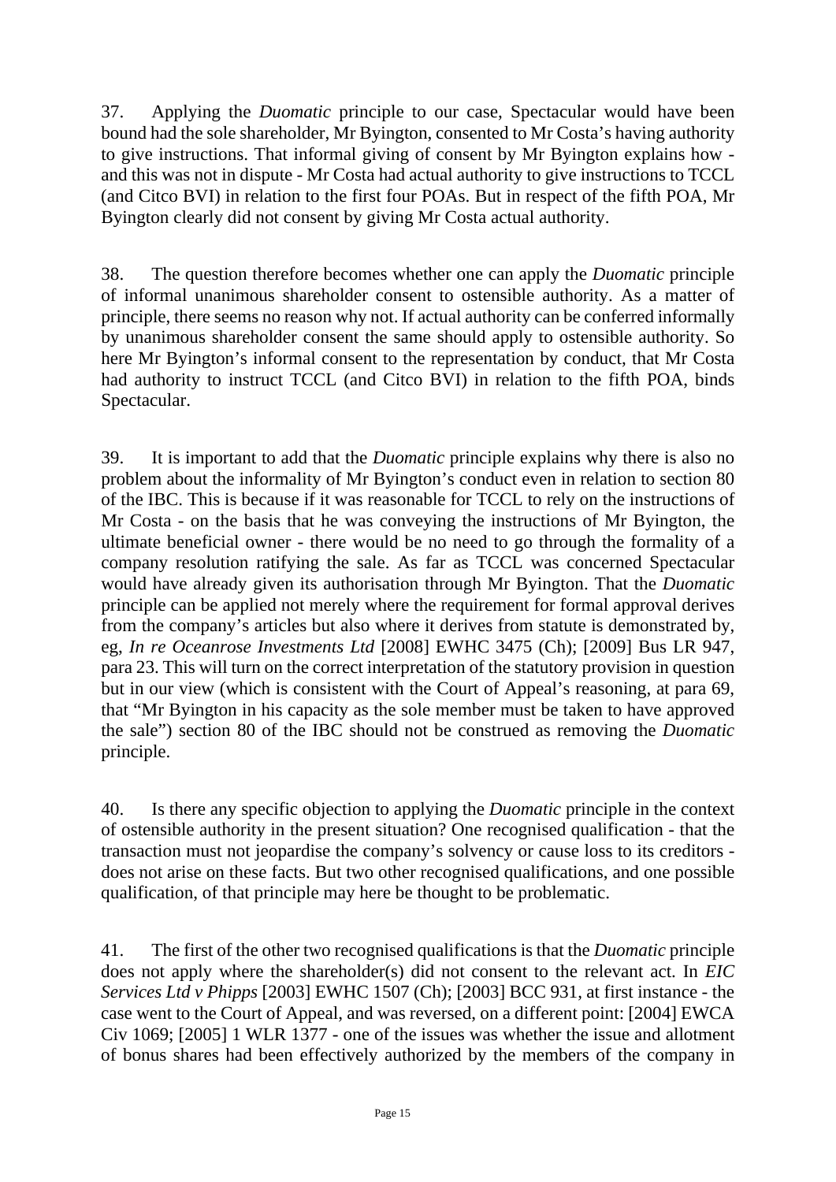37. Applying the *Duomatic* principle to our case, Spectacular would have been bound had the sole shareholder, Mr Byington, consented to Mr Costa's having authority to give instructions. That informal giving of consent by Mr Byington explains how - and this was not in dispute - Mr Costa had actual authority to give instructions to TCCL (and Citco BVI) in relation to the first four POAs. But in respect of the fifth POA, Mr Byington clearly did not consent by giving Mr Costa actual authority.

38. The question therefore becomes whether one can apply the *Duomatic* principle of informal unanimous shareholder consent to ostensible authority. As a matter of principle, there seems no reason why not. If actual authority can be conferred informally by unanimous shareholder consent the same should apply to ostensible authority. So here Mr Byington's informal consent to the representation by conduct, that Mr Costa had authority to instruct TCCL (and Citco BVI) in relation to the fifth POA, binds Spectacular.

39. It is important to add that the *Duomatic* principle explains why there is also no problem about the informality of Mr Byington's conduct even in relation to section 80 of the IBC. This is because if it was reasonable for TCCL to rely on the instructions of Mr Costa - on the basis that he was conveying the instructions of Mr Byington, the ultimate beneficial owner - there would be no need to go through the formality of a company resolution ratifying the sale. As far as TCCL was concerned Spectacular would have already given its authorisation through Mr Byington. That the *Duomatic* principle can be applied not merely where the requirement for formal approval derives from the company's articles but also where it derives from statute is demonstrated by, eg, *In re Oceanrose Investments Ltd* [2008] EWHC 3475 (Ch); [2009] Bus LR 947, para 23. This will turn on the correct interpretation of the statutory provision in question but in our view (which is consistent with the Court of Appeal's reasoning, at para 69, that "Mr Byington in his capacity as the sole member must be taken to have approved the sale") section 80 of the IBC should not be construed as removing the *Duomatic* principle.

40. Is there any specific objection to applying the *Duomatic* principle in the context of ostensible authority in the present situation? One recognised qualification - that the transaction must not jeopardise the company's solvency or cause loss to its creditors - does not arise on these facts. But two other recognised qualifications, and one possible qualification, of that principle may here be thought to be problematic.

41. The first of the other two recognised qualifications is that the *Duomatic* principle does not apply where the shareholder(s) did not consent to the relevant act. In *EIC Services Ltd v Phipps* [2003] EWHC 1507 (Ch); [2003] BCC 931, at first instance - the case went to the Court of Appeal, and was reversed, on a different point: [2004] EWCA Civ 1069; [2005] 1 WLR 1377 - one of the issues was whether the issue and allotment of bonus shares had been effectively authorized by the members of the company in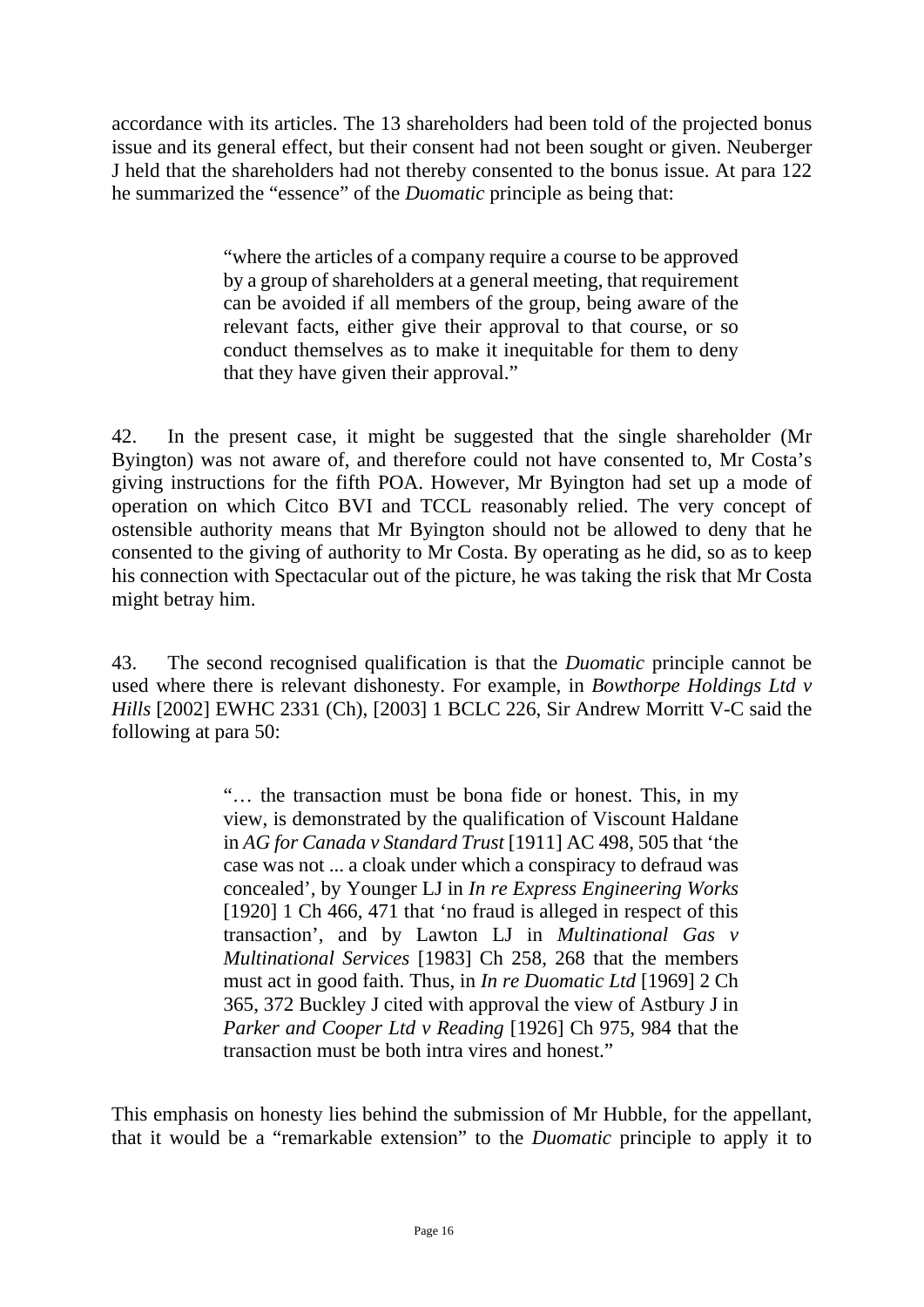accordance with its articles. The 13 shareholders had been told of the projected bonus issue and its general effect, but their consent had not been sought or given. Neuberger J held that the shareholders had not thereby consented to the bonus issue. At para 122 he summarized the "essence" of the *Duomatic* principle as being that:

> "where the articles of a company require a course to be approved by a group of shareholders at a general meeting, that requirement can be avoided if all members of the group, being aware of the relevant facts, either give their approval to that course, or so conduct themselves as to make it inequitable for them to deny that they have given their approval."

42. In the present case, it might be suggested that the single shareholder (Mr Byington) was not aware of, and therefore could not have consented to, Mr Costa's giving instructions for the fifth POA. However, Mr Byington had set up a mode of operation on which Citco BVI and TCCL reasonably relied. The very concept of ostensible authority means that Mr Byington should not be allowed to deny that he consented to the giving of authority to Mr Costa. By operating as he did, so as to keep his connection with Spectacular out of the picture, he was taking the risk that Mr Costa might betray him.

43. The second recognised qualification is that the *Duomatic* principle cannot be used where there is relevant dishonesty. For example, in *Bowthorpe Holdings Ltd v Hills* [2002] EWHC 2331 (Ch), [2003] 1 BCLC 226, Sir Andrew Morritt V-C said the following at para 50:

> "… the transaction must be bona fide or honest. This, in my view, is demonstrated by the qualification of Viscount Haldane in *AG for Canada v Standard Trust* [1911] AC 498, 505 that 'the case was not ... a cloak under which a conspiracy to defraud was concealed', by Younger LJ in *In re Express Engineering Works* [1920] 1 Ch 466, 471 that 'no fraud is alleged in respect of this transaction', and by Lawton LJ in *Multinational Gas v Multinational Services* [1983] Ch 258, 268 that the members must act in good faith. Thus, in *In re Duomatic Ltd* [1969] 2 Ch 365, 372 Buckley J cited with approval the view of Astbury J in *Parker and Cooper Ltd v Reading* [1926] Ch 975, 984 that the transaction must be both intra vires and honest."

This emphasis on honesty lies behind the submission of Mr Hubble, for the appellant, that it would be a "remarkable extension" to the *Duomatic* principle to apply it to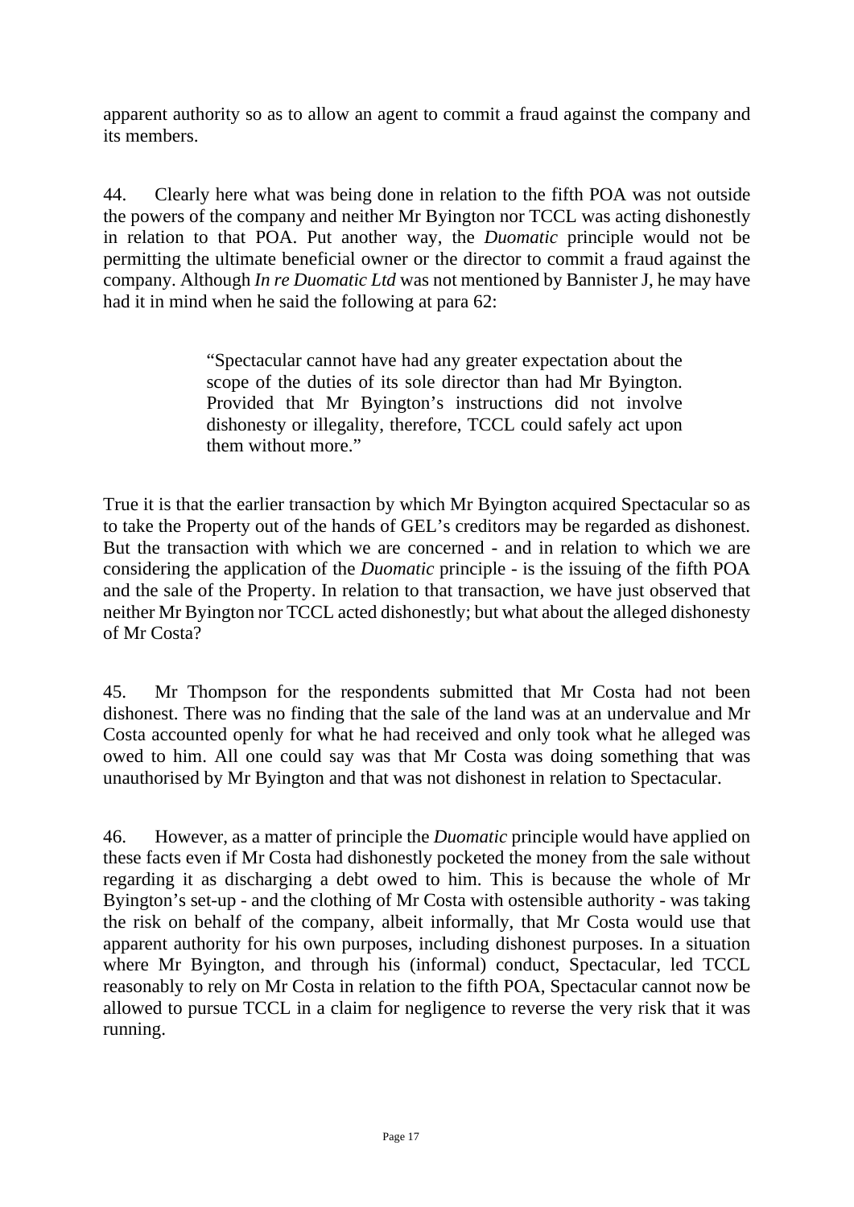apparent authority so as to allow an agent to commit a fraud against the company and its members.

44. Clearly here what was being done in relation to the fifth POA was not outside the powers of the company and neither Mr Byington nor TCCL was acting dishonestly in relation to that POA. Put another way, the *Duomatic* principle would not be permitting the ultimate beneficial owner or the director to commit a fraud against the company. Although *In re Duomatic Ltd* was not mentioned by Bannister J, he may have had it in mind when he said the following at para 62:

> "Spectacular cannot have had any greater expectation about the scope of the duties of its sole director than had Mr Byington. Provided that Mr Byington's instructions did not involve dishonesty or illegality, therefore, TCCL could safely act upon them without more."

True it is that the earlier transaction by which Mr Byington acquired Spectacular so as to take the Property out of the hands of GEL's creditors may be regarded as dishonest. But the transaction with which we are concerned - and in relation to which we are considering the application of the *Duomatic* principle - is the issuing of the fifth POA and the sale of the Property. In relation to that transaction, we have just observed that neither Mr Byington nor TCCL acted dishonestly; but what about the alleged dishonesty of Mr Costa?

45. Mr Thompson for the respondents submitted that Mr Costa had not been dishonest. There was no finding that the sale of the land was at an undervalue and Mr Costa accounted openly for what he had received and only took what he alleged was owed to him. All one could say was that Mr Costa was doing something that was unauthorised by Mr Byington and that was not dishonest in relation to Spectacular.

46. However, as a matter of principle the *Duomatic* principle would have applied on these facts even if Mr Costa had dishonestly pocketed the money from the sale without regarding it as discharging a debt owed to him. This is because the whole of Mr Byington's set-up - and the clothing of Mr Costa with ostensible authority - was taking the risk on behalf of the company, albeit informally, that Mr Costa would use that apparent authority for his own purposes, including dishonest purposes. In a situation where Mr Byington, and through his (informal) conduct, Spectacular, led TCCL reasonably to rely on Mr Costa in relation to the fifth POA, Spectacular cannot now be allowed to pursue TCCL in a claim for negligence to reverse the very risk that it was running.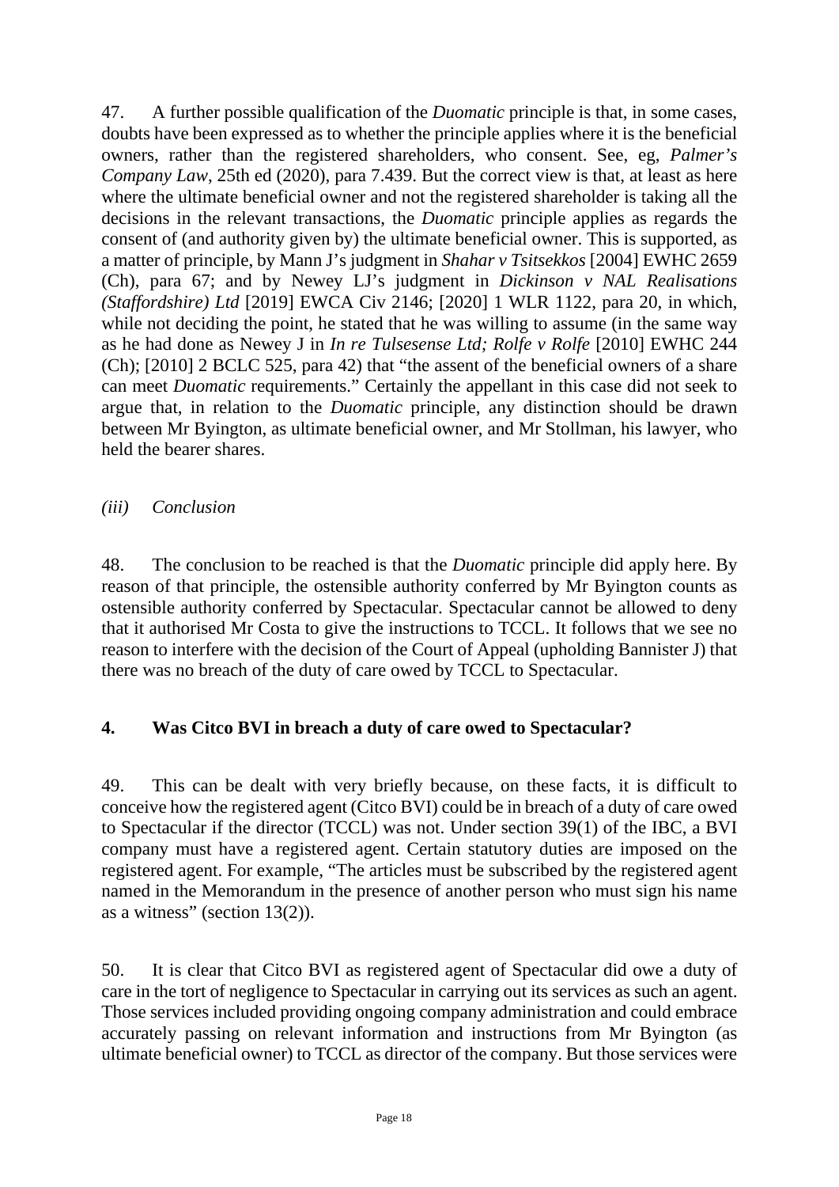47. A further possible qualification of the *Duomatic* principle is that, in some cases, doubts have been expressed as to whether the principle applies where it is the beneficial owners, rather than the registered shareholders, who consent. See, eg, *Palmer's Company Law*, 25th ed (2020), para 7.439. But the correct view is that, at least as here where the ultimate beneficial owner and not the registered shareholder is taking all the decisions in the relevant transactions, the *Duomatic* principle applies as regards the consent of (and authority given by) the ultimate beneficial owner. This is supported, as a matter of principle, by Mann J's judgment in *Shahar v Tsitsekkos* [2004] EWHC 2659 (Ch), para 67; and by Newey LJ's judgment in *Dickinson v NAL Realisations (Staffordshire) Ltd* [2019] EWCA Civ 2146; [2020] 1 WLR 1122, para 20, in which, while not deciding the point, he stated that he was willing to assume (in the same way as he had done as Newey J in *In re Tulsesense Ltd; Rolfe v Rolfe* [2010] EWHC 244 (Ch); [2010] 2 BCLC 525, para 42) that "the assent of the beneficial owners of a share can meet *Duomatic* requirements." Certainly the appellant in this case did not seek to argue that, in relation to the *Duomatic* principle, any distinction should be drawn between Mr Byington, as ultimate beneficial owner, and Mr Stollman, his lawyer, who held the bearer shares.

### *(iii) Conclusion*

48. The conclusion to be reached is that the *Duomatic* principle did apply here. By reason of that principle, the ostensible authority conferred by Mr Byington counts as ostensible authority conferred by Spectacular. Spectacular cannot be allowed to deny that it authorised Mr Costa to give the instructions to TCCL. It follows that we see no reason to interfere with the decision of the Court of Appeal (upholding Bannister J) that there was no breach of the duty of care owed by TCCL to Spectacular.

## 4. Was Citco BVI in breach a duty of care owed to Spectacular?

49. This can be dealt with very briefly because, on these facts, it is difficult to conceive how the registered agent (Citco BVI) could be in breach of a duty of care owed to Spectacular if the director (TCCL) was not. Under section 39(1) of the IBC, a BVI company must have a registered agent. Certain statutory duties are imposed on the registered agent. For example, "The articles must be subscribed by the registered agent named in the Memorandum in the presence of another person who must sign his name as a witness" (section 13(2)).

50. It is clear that Citco BVI as registered agent of Spectacular did owe a duty of care in the tort of negligence to Spectacular in carrying out its services as such an agent. Those services included providing ongoing company administration and could embrace accurately passing on relevant information and instructions from Mr Byington (as ultimate beneficial owner) to TCCL as director of the company. But those services were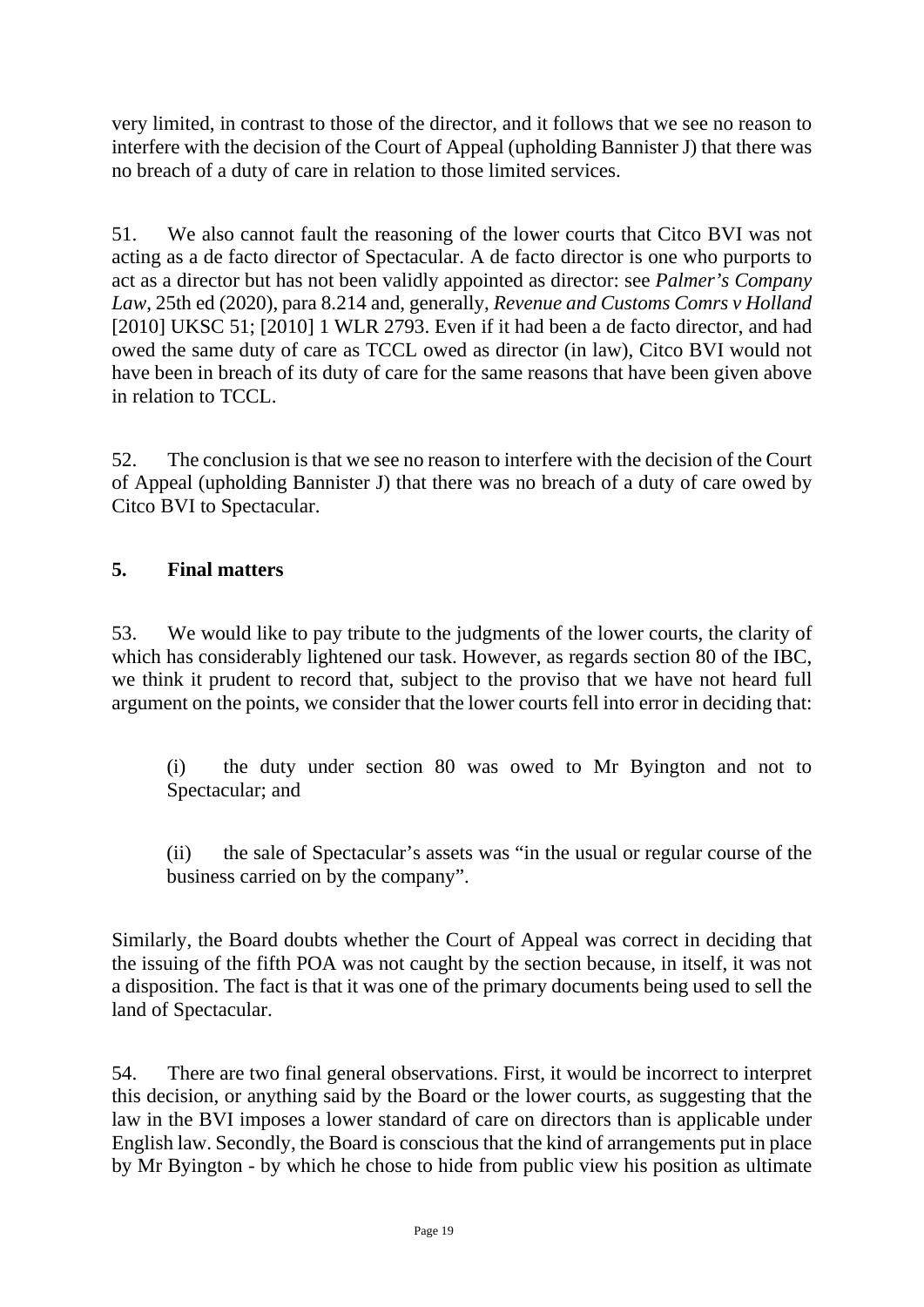very limited, in contrast to those of the director, and it follows that we see no reason to interfere with the decision of the Court of Appeal (upholding Bannister J) that there was no breach of a duty of care in relation to those limited services.

51. We also cannot fault the reasoning of the lower courts that Citco BVI was not acting as a de facto director of Spectacular. A de facto director is one who purports to act as a director but has not been validly appointed as director: see *Palmer's Company Law*, 25th ed (2020), para 8.214 and, generally, *Revenue and Customs Comrs v Holland* [2010] UKSC 51; [2010] 1 WLR 2793. Even if it had been a de facto director, and had owed the same duty of care as TCCL owed as director (in law), Citco BVI would not have been in breach of its duty of care for the same reasons that have been given above in relation to TCCL.

52. The conclusion is that we see no reason to interfere with the decision of the Court of Appeal (upholding Bannister J) that there was no breach of a duty of care owed by Citco BVI to Spectacular.

## 5. Final matters

53. We would like to pay tribute to the judgments of the lower courts, the clarity of which has considerably lightened our task. However, as regards section 80 of the IBC, we think it prudent to record that, subject to the proviso that we have not heard full argument on the points, we consider that the lower courts fell into error in deciding that:

> (i) the duty under section 80 was owed to Mr Byington and not to Spectacular; and
>
> (ii) the sale of Spectacular's assets was "in the usual or regular course of the business carried on by the company".

Similarly, the Board doubts whether the Court of Appeal was correct in deciding that the issuing of the fifth POA was not caught by the section because, in itself, it was not a disposition. The fact is that it was one of the primary documents being used to sell the land of Spectacular.

54. There are two final general observations. First, it would be incorrect to interpret this decision, or anything said by the Board or the lower courts, as suggesting that the law in the BVI imposes a lower standard of care on directors than is applicable under English law. Secondly, the Board is conscious that the kind of arrangements put in place by Mr Byington - by which he chose to hide from public view his position as ultimate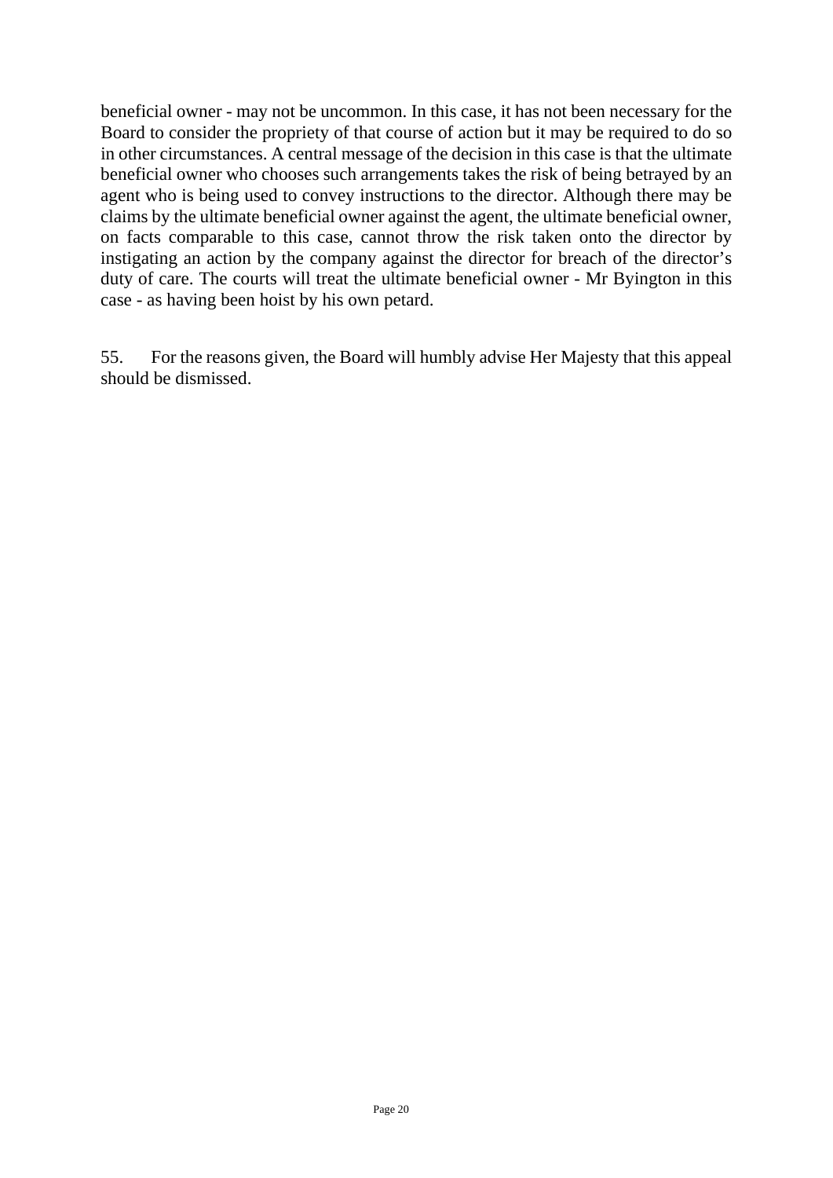beneficial owner - may not be uncommon. In this case, it has not been necessary for the Board to consider the propriety of that course of action but it may be required to do so in other circumstances. A central message of the decision in this case is that the ultimate beneficial owner who chooses such arrangements takes the risk of being betrayed by an agent who is being used to convey instructions to the director. Although there may be claims by the ultimate beneficial owner against the agent, the ultimate beneficial owner, on facts comparable to this case, cannot throw the risk taken onto the director by instigating an action by the company against the director for breach of the director's duty of care. The courts will treat the ultimate beneficial owner - Mr Byington in this case - as having been hoist by his own petard.

55. For the reasons given, the Board will humbly advise Her Majesty that this appeal should be dismissed.